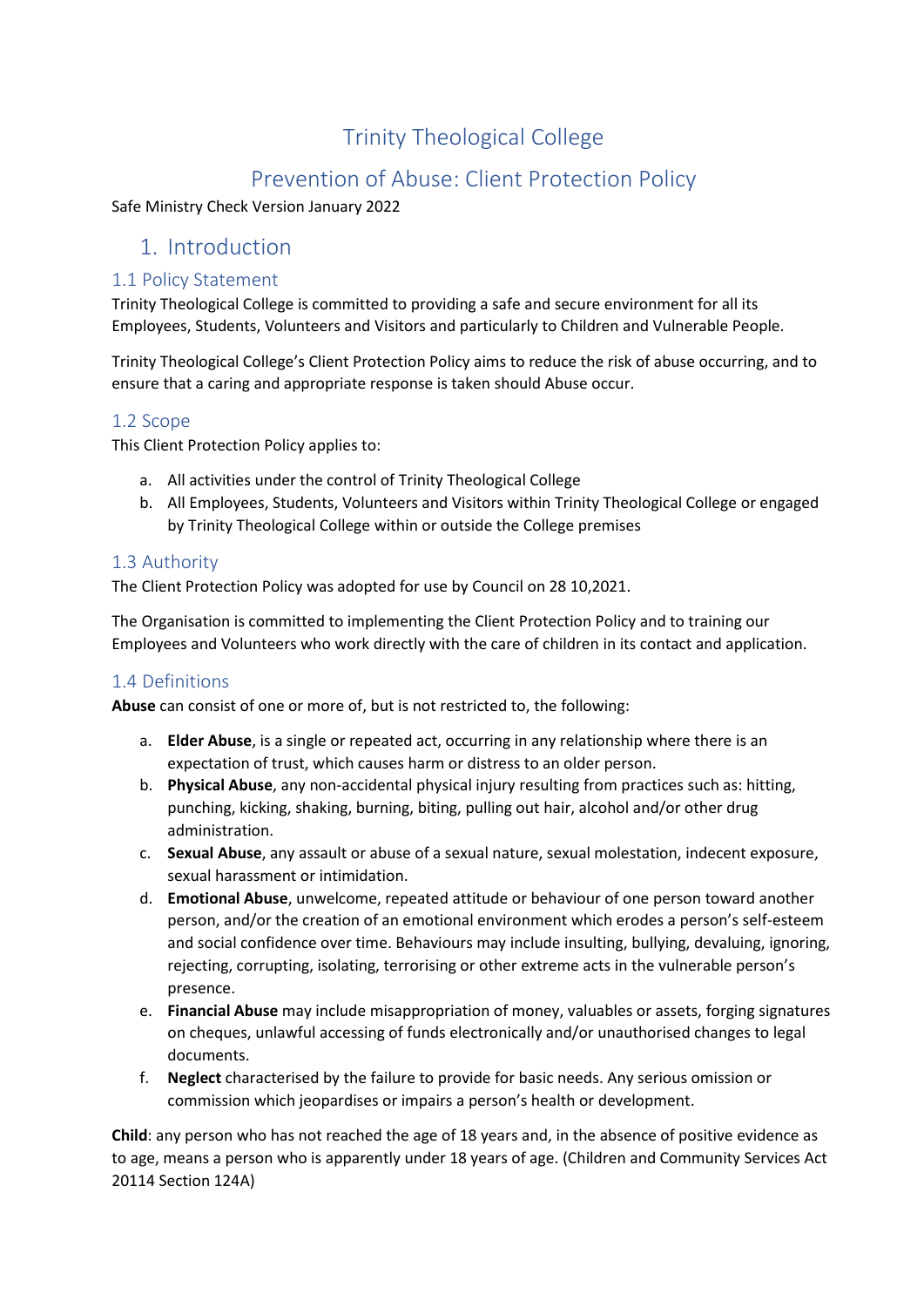# Trinity Theological College

## Prevention of Abuse: Client Protection Policy

Safe Ministry Check Version January 2022

## 1. Introduction

### 1.1 Policy Statement

Trinity Theological College is committed to providing a safe and secure environment for all its Employees, Students, Volunteers and Visitors and particularly to Children and Vulnerable People.

Trinity Theological College's Client Protection Policy aims to reduce the risk of abuse occurring, and to ensure that a caring and appropriate response is taken should Abuse occur.

### 1.2 Scope

This Client Protection Policy applies to:

a. All activities under the control of Trinity Theological College
b. All Employees, Students, Volunteers and Visitors within Trinity Theological College or engaged by Trinity Theological College within or outside the College premises

### 1.3 Authority

The Client Protection Policy was adopted for use by Council on 28 10,2021.

The Organisation is committed to implementing the Client Protection Policy and to training our Employees and Volunteers who work directly with the care of children in its contact and application.

### 1.4 Definitions

**Abuse** can consist of one or more of, but is not restricted to, the following:

a. **Elder Abuse**, is a single or repeated act, occurring in any relationship where there is an expectation of trust, which causes harm or distress to an older person.
b. **Physical Abuse**, any non-accidental physical injury resulting from practices such as: hitting, punching, kicking, shaking, burning, biting, pulling out hair, alcohol and/or other drug administration.
c. **Sexual Abuse**, any assault or abuse of a sexual nature, sexual molestation, indecent exposure, sexual harassment or intimidation.
d. **Emotional Abuse**, unwelcome, repeated attitude or behaviour of one person toward another person, and/or the creation of an emotional environment which erodes a person's self-esteem and social confidence over time. Behaviours may include insulting, bullying, devaluing, ignoring, rejecting, corrupting, isolating, terrorising or other extreme acts in the vulnerable person's presence.
e. **Financial Abuse** may include misappropriation of money, valuables or assets, forging signatures on cheques, unlawful accessing of funds electronically and/or unauthorised changes to legal documents.
f. **Neglect** characterised by the failure to provide for basic needs. Any serious omission or commission which jeopardises or impairs a person's health or development.

**Child**: any person who has not reached the age of 18 years and, in the absence of positive evidence as to age, means a person who is apparently under 18 years of age. (Children and Community Services Act 20114 Section 124A)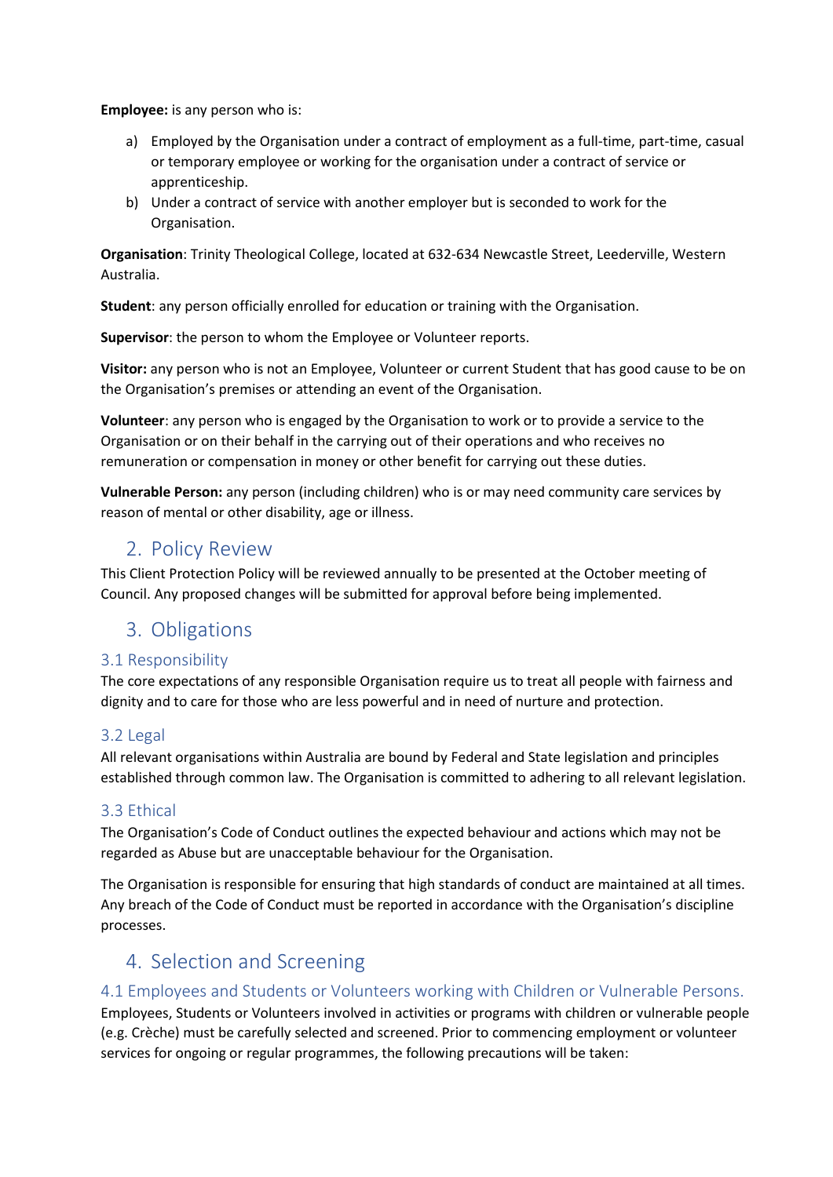**Employee:** is any person who is:

a) Employed by the Organisation under a contract of employment as a full-time, part-time, casual or temporary employee or working for the organisation under a contract of service or apprenticeship.
b) Under a contract of service with another employer but is seconded to work for the Organisation.

**Organisation**: Trinity Theological College, located at 632-634 Newcastle Street, Leederville, Western Australia.

**Student**: any person officially enrolled for education or training with the Organisation.

**Supervisor**: the person to whom the Employee or Volunteer reports.

**Visitor:** any person who is not an Employee, Volunteer or current Student that has good cause to be on the Organisation's premises or attending an event of the Organisation.

**Volunteer**: any person who is engaged by the Organisation to work or to provide a service to the Organisation or on their behalf in the carrying out of their operations and who receives no remuneration or compensation in money or other benefit for carrying out these duties.

**Vulnerable Person:** any person (including children) who is or may need community care services by reason of mental or other disability, age or illness.

## 2. Policy Review

This Client Protection Policy will be reviewed annually to be presented at the October meeting of Council. Any proposed changes will be submitted for approval before being implemented.

## 3. Obligations

### 3.1 Responsibility

The core expectations of any responsible Organisation require us to treat all people with fairness and dignity and to care for those who are less powerful and in need of nurture and protection.

### 3.2 Legal

All relevant organisations within Australia are bound by Federal and State legislation and principles established through common law. The Organisation is committed to adhering to all relevant legislation.

### 3.3 Ethical

The Organisation's Code of Conduct outlines the expected behaviour and actions which may not be regarded as Abuse but are unacceptable behaviour for the Organisation.

The Organisation is responsible for ensuring that high standards of conduct are maintained at all times. Any breach of the Code of Conduct must be reported in accordance with the Organisation's discipline processes.

## 4. Selection and Screening

### 4.1 Employees and Students or Volunteers working with Children or Vulnerable Persons.

Employees, Students or Volunteers involved in activities or programs with children or vulnerable people (e.g. Crèche) must be carefully selected and screened. Prior to commencing employment or volunteer services for ongoing or regular programmes, the following precautions will be taken: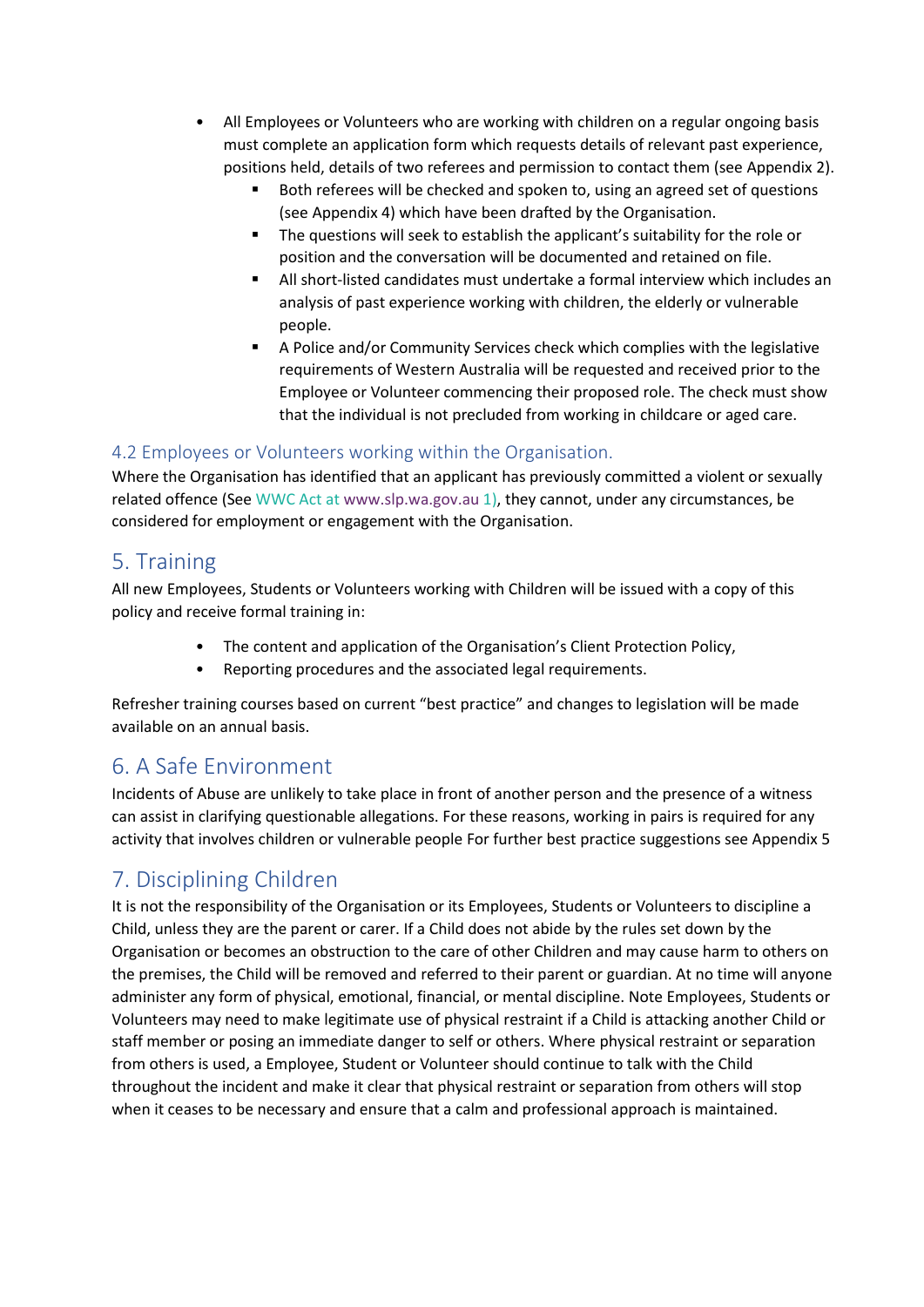- All Employees or Volunteers who are working with children on a regular ongoing basis must complete an application form which requests details of relevant past experience, positions held, details of two referees and permission to contact them (see Appendix 2).
  - Both referees will be checked and spoken to, using an agreed set of questions (see Appendix 4) which have been drafted by the Organisation.
  - The questions will seek to establish the applicant's suitability for the role or position and the conversation will be documented and retained on file.
  - All short-listed candidates must undertake a formal interview which includes an analysis of past experience working with children, the elderly or vulnerable people.
  - A Police and/or Community Services check which complies with the legislative requirements of Western Australia will be requested and received prior to the Employee or Volunteer commencing their proposed role. The check must show that the individual is not precluded from working in childcare or aged care.

### 4.2 Employees or Volunteers working within the Organisation.

Where the Organisation has identified that an applicant has previously committed a violent or sexually related offence (See WWC Act at www.slp.wa.gov.au 1), they cannot, under any circumstances, be considered for employment or engagement with the Organisation.

## 5. Training

All new Employees, Students or Volunteers working with Children will be issued with a copy of this policy and receive formal training in:

- The content and application of the Organisation's Client Protection Policy,
- Reporting procedures and the associated legal requirements.

Refresher training courses based on current "best practice" and changes to legislation will be made available on an annual basis.

## 6. A Safe Environment

Incidents of Abuse are unlikely to take place in front of another person and the presence of a witness can assist in clarifying questionable allegations. For these reasons, working in pairs is required for any activity that involves children or vulnerable people For further best practice suggestions see Appendix 5

## 7. Disciplining Children

It is not the responsibility of the Organisation or its Employees, Students or Volunteers to discipline a Child, unless they are the parent or carer. If a Child does not abide by the rules set down by the Organisation or becomes an obstruction to the care of other Children and may cause harm to others on the premises, the Child will be removed and referred to their parent or guardian. At no time will anyone administer any form of physical, emotional, financial, or mental discipline. Note Employees, Students or Volunteers may need to make legitimate use of physical restraint if a Child is attacking another Child or staff member or posing an immediate danger to self or others. Where physical restraint or separation from others is used, a Employee, Student or Volunteer should continue to talk with the Child throughout the incident and make it clear that physical restraint or separation from others will stop when it ceases to be necessary and ensure that a calm and professional approach is maintained.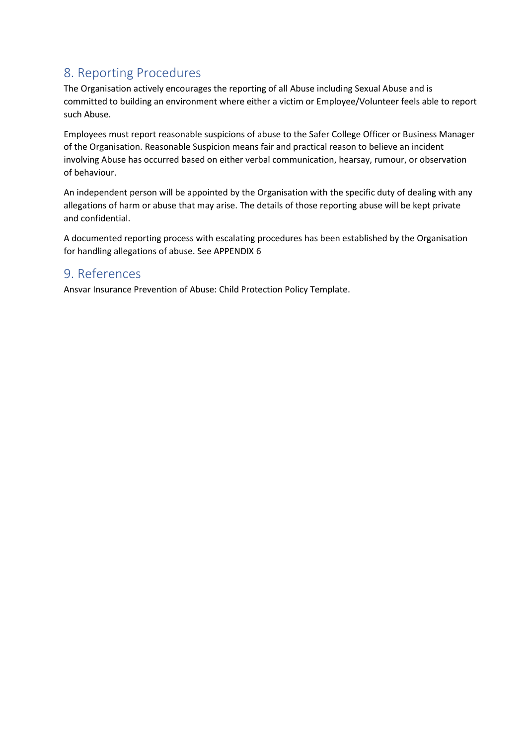## 8. Reporting Procedures

The Organisation actively encourages the reporting of all Abuse including Sexual Abuse and is committed to building an environment where either a victim or Employee/Volunteer feels able to report such Abuse.

Employees must report reasonable suspicions of abuse to the Safer College Officer or Business Manager of the Organisation. Reasonable Suspicion means fair and practical reason to believe an incident involving Abuse has occurred based on either verbal communication, hearsay, rumour, or observation of behaviour.

An independent person will be appointed by the Organisation with the specific duty of dealing with any allegations of harm or abuse that may arise. The details of those reporting abuse will be kept private and confidential.

A documented reporting process with escalating procedures has been established by the Organisation for handling allegations of abuse. See APPENDIX 6

## 9. References

Ansvar Insurance Prevention of Abuse: Child Protection Policy Template.